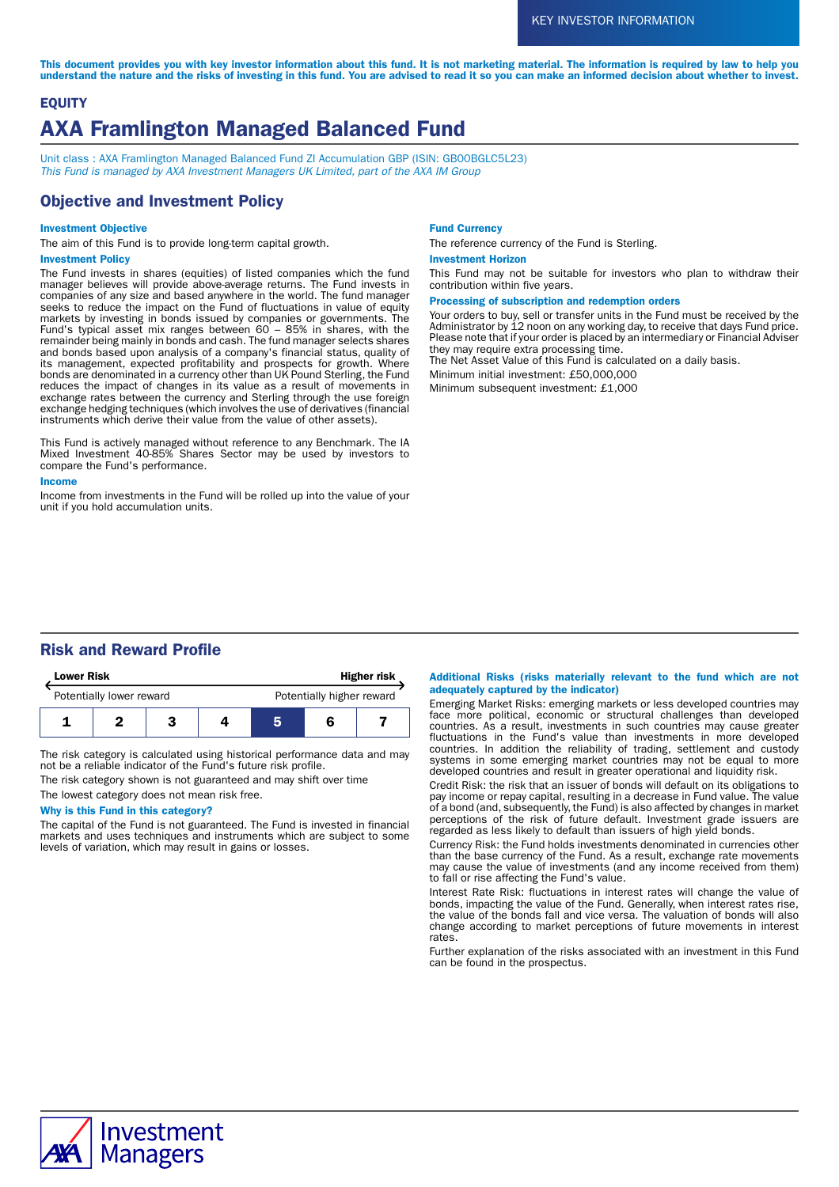KEY INVESTOR INFORMATION

**This document provides you with key investor information about this fund. It is not marketing material. The information is required by law to help you understand the nature and the risks of investing in this fund. You are advised to read it so you can make an informed decision about whether to invest.**

**EQUITY**

# AXA Framlington Managed Balanced Fund

Unit class : AXA Framlington Managed Balanced Fund ZI Accumulation GBP (ISIN: GB00BGLC5L23)
*This Fund is managed by AXA Investment Managers UK Limited, part of the AXA IM Group*

## Objective and Investment Policy

### Investment Objective

The aim of this Fund is to provide long-term capital growth.

### Investment Policy

The Fund invests in shares (equities) of listed companies which the fund manager believes will provide above-average returns. The Fund invests in companies of any size and based anywhere in the world. The fund manager seeks to reduce the impact on the Fund of fluctuations in value of equity markets by investing in bonds issued by companies or governments. The Fund's typical asset mix ranges between 60 – 85% in shares, with the remainder being mainly in bonds and cash. The fund manager selects shares and bonds based upon analysis of a company's financial status, quality of its management, expected profitability and prospects for growth. Where bonds are denominated in a currency other than UK Pound Sterling, the Fund reduces the impact of changes in its value as a result of movements in exchange rates between the currency and Sterling through the use foreign exchange hedging techniques (which involves the use of derivatives (financial instruments which derive their value from the value of other assets).

This Fund is actively managed without reference to any Benchmark. The IA Mixed Investment 40-85% Shares Sector may be used by investors to compare the Fund's performance.

### Income

Income from investments in the Fund will be rolled up into the value of your unit if you hold accumulation units.

### Fund Currency

The reference currency of the Fund is Sterling.

### Investment Horizon

This Fund may not be suitable for investors who plan to withdraw their contribution within five years.

### Processing of subscription and redemption orders

Your orders to buy, sell or transfer units in the Fund must be received by the Administrator by 12 noon on any working day, to receive that days Fund price. Please note that if your order is placed by an intermediary or Financial Adviser they may require extra processing time.
The Net Asset Value of this Fund is calculated on a daily basis.

Minimum initial investment: £50,000,000

Minimum subsequent investment: £1,000

## Risk and Reward Profile

| **Lower Risk** | | | | | | **Higher risk** |
|---|---|---|---|---|---|---|
| Potentially lower reward | | | | | | Potentially higher reward |
| 1 | 2 | 3 | 4 | **5** | 6 | 7 |

The risk category is calculated using historical performance data and may not be a reliable indicator of the Fund's future risk profile.

The risk category shown is not guaranteed and may shift over time

The lowest category does not mean risk free.

### Why is this Fund in this category?

The capital of the Fund is not guaranteed. The Fund is invested in financial markets and uses techniques and instruments which are subject to some levels of variation, which may result in gains or losses.

### Additional Risks (risks materially relevant to the fund which are not adequately captured by the indicator)

Emerging Market Risks: emerging markets or less developed countries may face more political, economic or structural challenges than developed countries. As a result, investments in such countries may cause greater fluctuations in the Fund's value than investments in more developed countries. In addition the reliability of trading, settlement and custody systems in some emerging market countries may not be equal to more developed countries and result in greater operational and liquidity risk.

Credit Risk: the risk that an issuer of bonds will default on its obligations to pay income or repay capital, resulting in a decrease in Fund value. The value of a bond (and, subsequently, the Fund) is also affected by changes in market perceptions of the risk of future default. Investment grade issuers are regarded as less likely to default than issuers of high yield bonds.

Currency Risk: the Fund holds investments denominated in currencies other than the base currency of the Fund. As a result, exchange rate movements may cause the value of investments (and any income received from them) to fall or rise affecting the Fund's value.

Interest Rate Risk: fluctuations in interest rates will change the value of bonds, impacting the value of the Fund. Generally, when interest rates rise, the value of the bonds fall and vice versa. The valuation of bonds will also change according to market perceptions of future movements in interest rates.

Further explanation of the risks associated with an investment in this Fund can be found in the prospectus.

AXA Investment Managers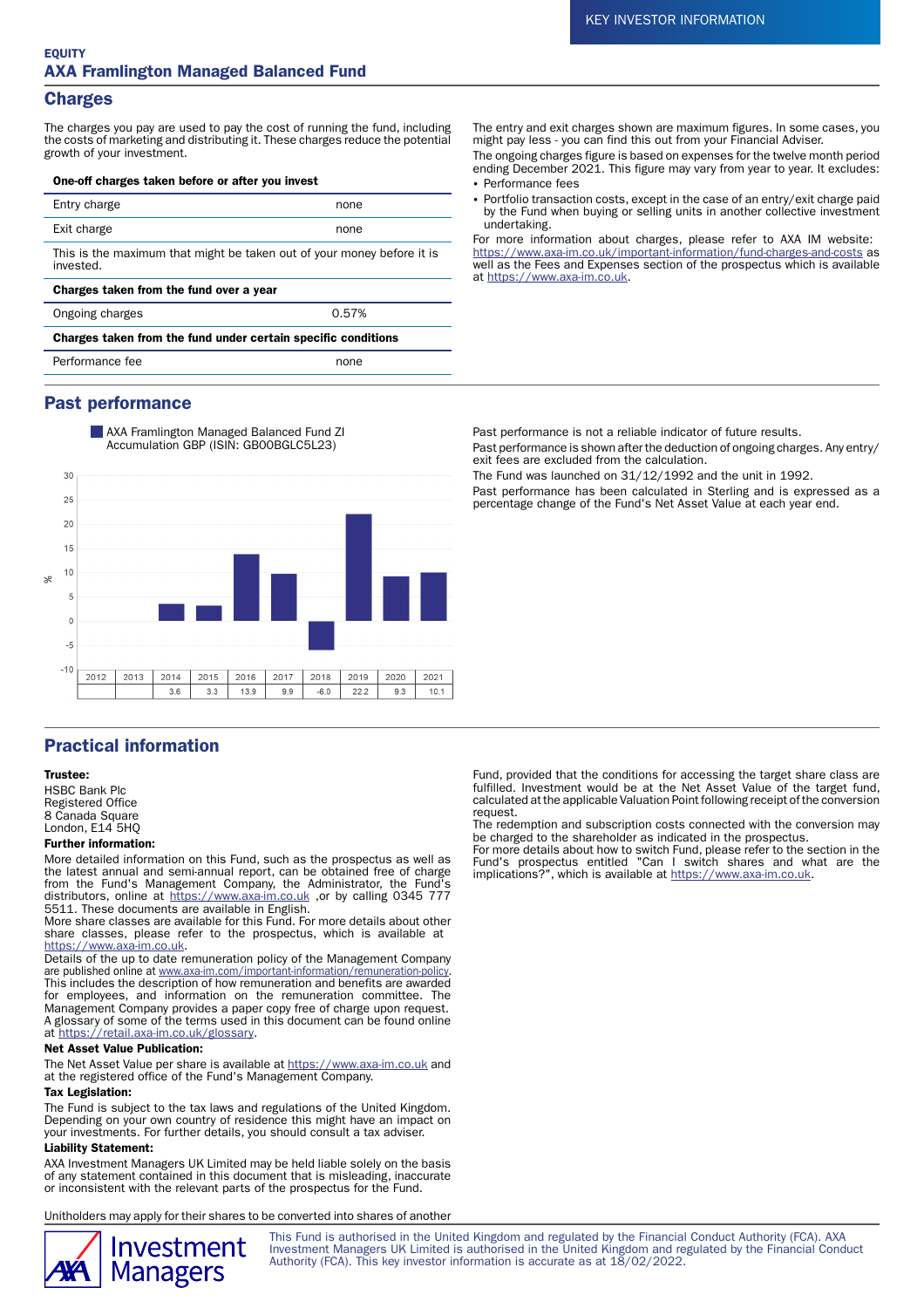EQUITY

## AXA Framlington Managed Balanced Fund

KEY INVESTOR INFORMATION

## Charges

The charges you pay are used to pay the cost of running the fund, including the costs of marketing and distributing it. These charges reduce the potential growth of your investment.

| One-off charges taken before or after you invest | |
|---|---|
| Entry charge | none |
| Exit charge | none |
| This is the maximum that might be taken out of your money before it is invested. | |
| **Charges taken from the fund over a year** | |
| Ongoing charges | 0.57% |
| **Charges taken from the fund under certain specific conditions** | |
| Performance fee | none |

The entry and exit charges shown are maximum figures. In some cases, you might pay less - you can find this out from your Financial Adviser.

The ongoing charges figure is based on expenses for the twelve month period ending December 2021. This figure may vary from year to year. It excludes:

- Performance fees
- Portfolio transaction costs, except in the case of an entry/exit charge paid by the Fund when buying or selling units in another collective investment undertaking.

For more information about charges, please refer to AXA IM website: https://www.axa-im.co.uk/important-information/fund-charges-and-costs as well as the Fees and Expenses section of the prospectus which is available at https://www.axa-im.co.uk.

## Past performance

AXA Framlington Managed Balanced Fund ZI Accumulation GBP (ISIN: GB00BGLC5L23)

%
30
25
20
15
10
5
0
-5
-10

2012 2013 2014 2015 2016 2017 2018 2019 2020 2021
3.6 3.3 13.9 9.9 -6.0 22.2 9.3 10.1

Past performance is not a reliable indicator of future results.

Past performance is shown after the deduction of ongoing charges. Any entry/exit fees are excluded from the calculation.

The Fund was launched on 31/12/1992 and the unit in 1992.

Past performance has been calculated in Sterling and is expressed as a percentage change of the Fund's Net Asset Value at each year end.

## Practical information

**Trustee:**

HSBC Bank Plc
Registered Office
8 Canada Square
London, E14 5HQ

**Further information:**

More detailed information on this Fund, such as the prospectus as well as the latest annual and semi-annual report, can be obtained free of charge from the Fund's Management Company, the Administrator, the Fund's distributors, online at https://www.axa-im.co.uk ,or by calling 0345 777 5511. These documents are available in English.

More share classes are available for this Fund. For more details about other share classes, please refer to the prospectus, which is available at https://www.axa-im.co.uk.

Details of the up to date remuneration policy of the Management Company are published online at www.axa-im.com/important-information/remuneration-policy. This includes the description of how remuneration and benefits are awarded for employees, and information on the remuneration committee. The Management Company provides a paper copy free of charge upon request.

A glossary of some of the terms used in this document can be found online at https://retail.axa-im.co.uk/glossary.

**Net Asset Value Publication:**

The Net Asset Value per share is available at https://www.axa-im.co.uk and at the registered office of the Fund's Management Company.

**Tax Legislation:**

The Fund is subject to the tax laws and regulations of the United Kingdom. Depending on your own country of residence this might have an impact on your investments. For further details, you should consult a tax adviser.

**Liability Statement:**

AXA Investment Managers UK Limited may be held liable solely on the basis of any statement contained in this document that is misleading, inaccurate or inconsistent with the relevant parts of the prospectus for the Fund.

Unitholders may apply for their shares to be converted into shares of another Fund, provided that the conditions for accessing the target share class are fulfilled. Investment would be at the Net Asset Value of the target fund, calculated at the applicable Valuation Point following receipt of the conversion request.

The redemption and subscription costs connected with the conversion may be charged to the shareholder as indicated in the prospectus.

For more details about how to switch Fund, please refer to the section in the Fund's prospectus entitled "Can I switch shares and what are the implications?", which is available at https://www.axa-im.co.uk.

This Fund is authorised in the United Kingdom and regulated by the Financial Conduct Authority (FCA). AXA Investment Managers UK Limited is authorised in the United Kingdom and regulated by the Financial Conduct Authority (FCA). This key investor information is accurate as at 18/02/2022.